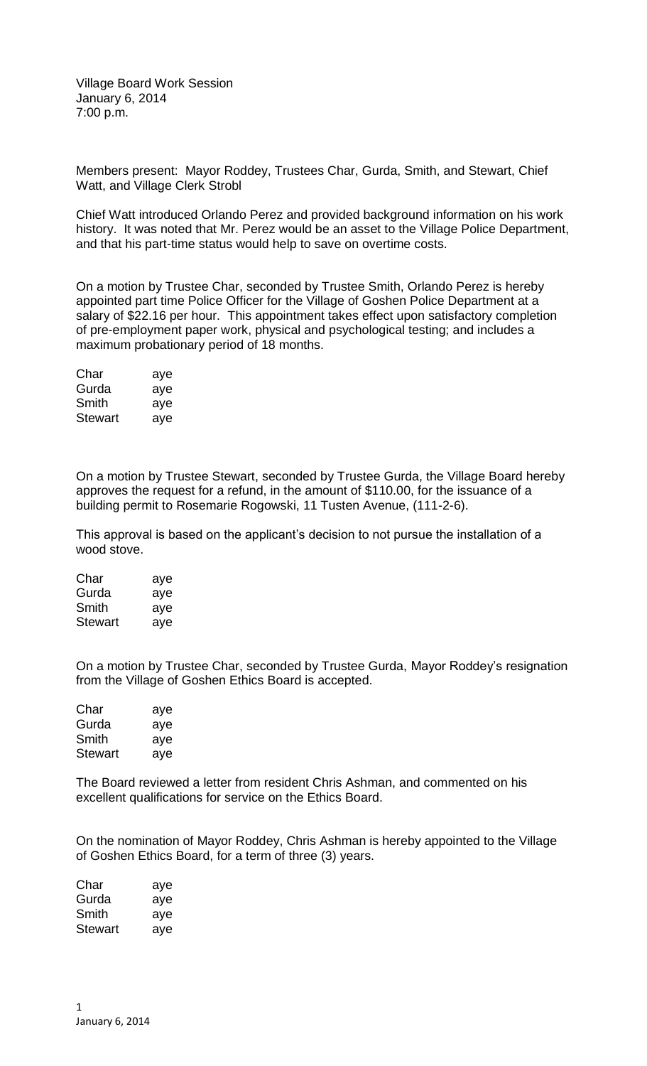Village Board Work Session
January 6, 2014
7:00 p.m.

Members present: Mayor Roddey, Trustees Char, Gurda, Smith, and Stewart, Chief Watt, and Village Clerk Strobl

Chief Watt introduced Orlando Perez and provided background information on his work history. It was noted that Mr. Perez would be an asset to the Village Police Department, and that his part-time status would help to save on overtime costs.

On a motion by Trustee Char, seconded by Trustee Smith, Orlando Perez is hereby appointed part time Police Officer for the Village of Goshen Police Department at a salary of $22.16 per hour. This appointment takes effect upon satisfactory completion of pre-employment paper work, physical and psychological testing; and includes a maximum probationary period of 18 months.

| | |
|---|---|
| Char | aye |
| Gurda | aye |
| Smith | aye |
| Stewart | aye |

On a motion by Trustee Stewart, seconded by Trustee Gurda, the Village Board hereby approves the request for a refund, in the amount of $110.00, for the issuance of a building permit to Rosemarie Rogowski, 11 Tusten Avenue, (111-2-6).

This approval is based on the applicant's decision to not pursue the installation of a wood stove.

| | |
|---|---|
| Char | aye |
| Gurda | aye |
| Smith | aye |
| Stewart | aye |

On a motion by Trustee Char, seconded by Trustee Gurda, Mayor Roddey's resignation from the Village of Goshen Ethics Board is accepted.

| | |
|---|---|
| Char | aye |
| Gurda | aye |
| Smith | aye |
| Stewart | aye |

The Board reviewed a letter from resident Chris Ashman, and commented on his excellent qualifications for service on the Ethics Board.

On the nomination of Mayor Roddey, Chris Ashman is hereby appointed to the Village of Goshen Ethics Board, for a term of three (3) years.

| | |
|---|---|
| Char | aye |
| Gurda | aye |
| Smith | aye |
| Stewart | aye |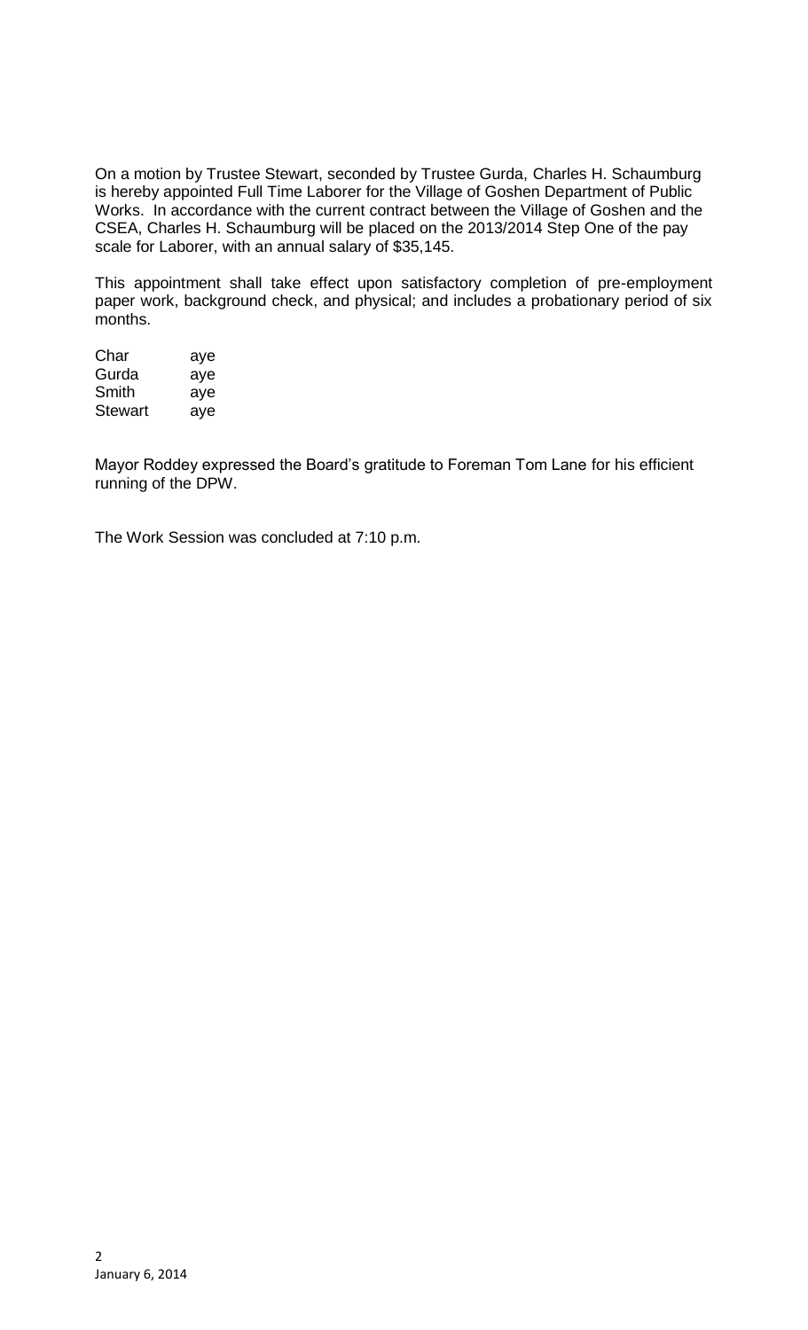On a motion by Trustee Stewart, seconded by Trustee Gurda, Charles H. Schaumburg is hereby appointed Full Time Laborer for the Village of Goshen Department of Public Works. In accordance with the current contract between the Village of Goshen and the CSEA, Charles H. Schaumburg will be placed on the 2013/2014 Step One of the pay scale for Laborer, with an annual salary of $35,145.

This appointment shall take effect upon satisfactory completion of pre-employment paper work, background check, and physical; and includes a probationary period of six months.

| | |
|---|---|
| Char | aye |
| Gurda | aye |
| Smith | aye |
| Stewart | aye |

Mayor Roddey expressed the Board's gratitude to Foreman Tom Lane for his efficient running of the DPW.

The Work Session was concluded at 7:10 p.m.